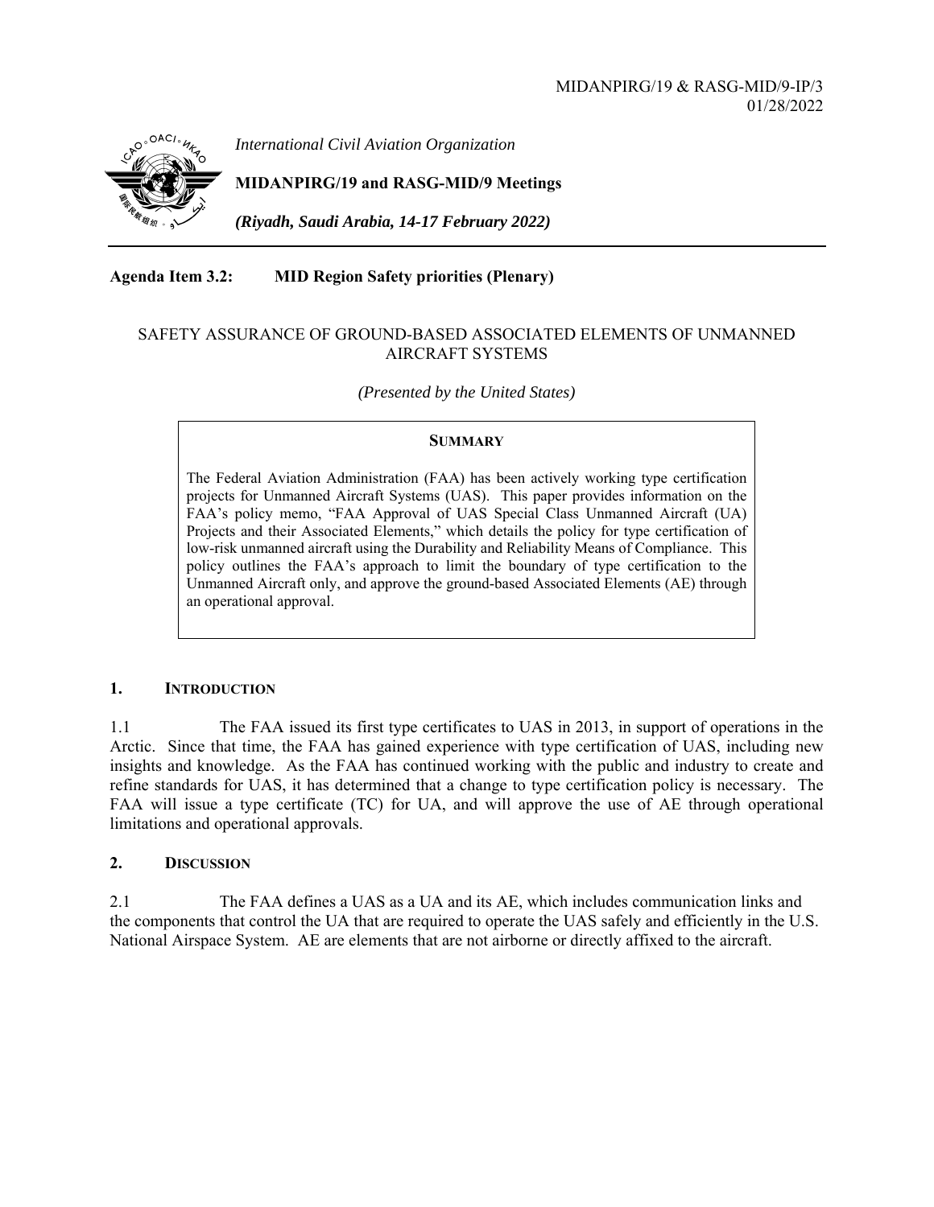MIDANPIRG/19 & RASG-MID/9-IP/3
01/28/2022

*International Civil Aviation Organization*

**MIDANPIRG/19 and RASG-MID/9 Meetings**

***(Riyadh, Saudi Arabia, 14-17 February 2022)***

**Agenda Item 3.2: MID Region Safety priorities (Plenary)**

SAFETY ASSURANCE OF GROUND-BASED ASSOCIATED ELEMENTS OF UNMANNED AIRCRAFT SYSTEMS

*(Presented by the United States)*

**SUMMARY**

The Federal Aviation Administration (FAA) has been actively working type certification projects for Unmanned Aircraft Systems (UAS). This paper provides information on the FAA's policy memo, "FAA Approval of UAS Special Class Unmanned Aircraft (UA) Projects and their Associated Elements," which details the policy for type certification of low-risk unmanned aircraft using the Durability and Reliability Means of Compliance. This policy outlines the FAA's approach to limit the boundary of type certification to the Unmanned Aircraft only, and approve the ground-based Associated Elements (AE) through an operational approval.

## 1. INTRODUCTION

1.1 The FAA issued its first type certificates to UAS in 2013, in support of operations in the Arctic. Since that time, the FAA has gained experience with type certification of UAS, including new insights and knowledge. As the FAA has continued working with the public and industry to create and refine standards for UAS, it has determined that a change to type certification policy is necessary. The FAA will issue a type certificate (TC) for UA, and will approve the use of AE through operational limitations and operational approvals.

## 2. DISCUSSION

2.1 The FAA defines a UAS as a UA and its AE, which includes communication links and the components that control the UA that are required to operate the UAS safely and efficiently in the U.S. National Airspace System. AE are elements that are not airborne or directly affixed to the aircraft.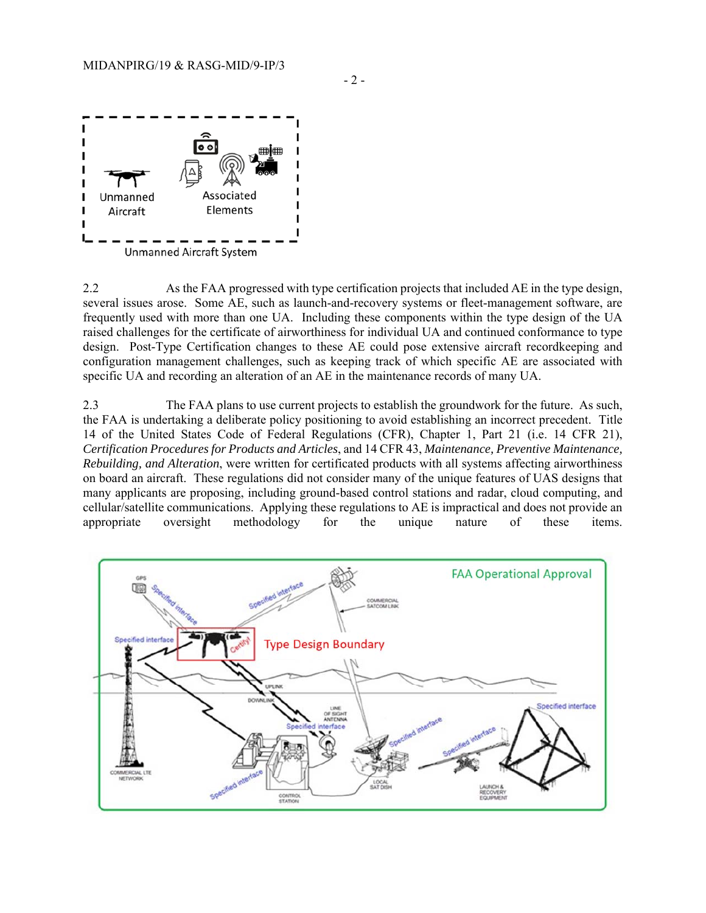2.2 As the FAA progressed with type certification projects that included AE in the type design, several issues arose. Some AE, such as launch-and-recovery systems or fleet-management software, are frequently used with more than one UA. Including these components within the type design of the UA raised challenges for the certificate of airworthiness for individual UA and continued conformance to type design. Post-Type Certification changes to these AE could pose extensive aircraft recordkeeping and configuration management challenges, such as keeping track of which specific AE are associated with specific UA and recording an alteration of an AE in the maintenance records of many UA.

2.3 The FAA plans to use current projects to establish the groundwork for the future. As such, the FAA is undertaking a deliberate policy positioning to avoid establishing an incorrect precedent. Title 14 of the United States Code of Federal Regulations (CFR), Chapter 1, Part 21 (i.e. 14 CFR 21), *Certification Procedures for Products and Articles*, and 14 CFR 43, *Maintenance, Preventive Maintenance, Rebuilding, and Alteration*, were written for certificated products with all systems affecting airworthiness on board an aircraft. These regulations did not consider many of the unique features of UAS designs that many applicants are proposing, including ground-based control stations and radar, cloud computing, and cellular/satellite communications. Applying these regulations to AE is impractical and does not provide an appropriate oversight methodology for the unique nature of these items.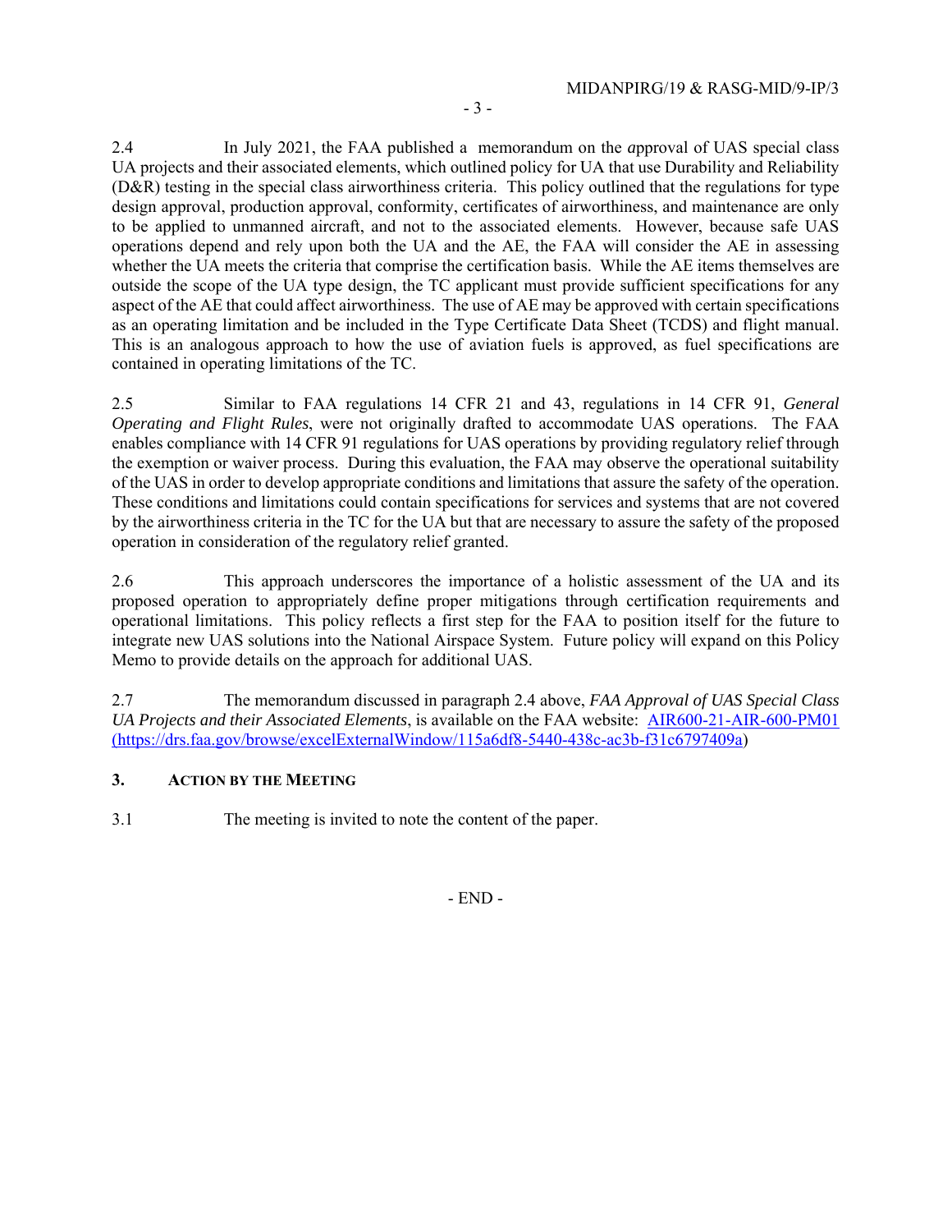2.4 In July 2021, the FAA published a memorandum on the *a*pproval of UAS special class UA projects and their associated elements, which outlined policy for UA that use Durability and Reliability (D&R) testing in the special class airworthiness criteria. This policy outlined that the regulations for type design approval, production approval, conformity, certificates of airworthiness, and maintenance are only to be applied to unmanned aircraft, and not to the associated elements. However, because safe UAS operations depend and rely upon both the UA and the AE, the FAA will consider the AE in assessing whether the UA meets the criteria that comprise the certification basis. While the AE items themselves are outside the scope of the UA type design, the TC applicant must provide sufficient specifications for any aspect of the AE that could affect airworthiness. The use of AE may be approved with certain specifications as an operating limitation and be included in the Type Certificate Data Sheet (TCDS) and flight manual. This is an analogous approach to how the use of aviation fuels is approved, as fuel specifications are contained in operating limitations of the TC.

2.5 Similar to FAA regulations 14 CFR 21 and 43, regulations in 14 CFR 91, *General Operating and Flight Rules*, were not originally drafted to accommodate UAS operations. The FAA enables compliance with 14 CFR 91 regulations for UAS operations by providing regulatory relief through the exemption or waiver process. During this evaluation, the FAA may observe the operational suitability of the UAS in order to develop appropriate conditions and limitations that assure the safety of the operation. These conditions and limitations could contain specifications for services and systems that are not covered by the airworthiness criteria in the TC for the UA but that are necessary to assure the safety of the proposed operation in consideration of the regulatory relief granted.

2.6 This approach underscores the importance of a holistic assessment of the UA and its proposed operation to appropriately define proper mitigations through certification requirements and operational limitations. This policy reflects a first step for the FAA to position itself for the future to integrate new UAS solutions into the National Airspace System. Future policy will expand on this Policy Memo to provide details on the approach for additional UAS.

2.7 The memorandum discussed in paragraph 2.4 above, *FAA Approval of UAS Special Class UA Projects and their Associated Elements*, is available on the FAA website: [AIR600-21-AIR-600-PM01 (https://drs.faa.gov/browse/excelExternalWindow/115a6df8-5440-438c-ac3b-f31c6797409a)](https://drs.faa.gov/browse/excelExternalWindow/115a6df8-5440-438c-ac3b-f31c6797409a)

## 3. ACTION BY THE MEETING

3.1 The meeting is invited to note the content of the paper.

- END -